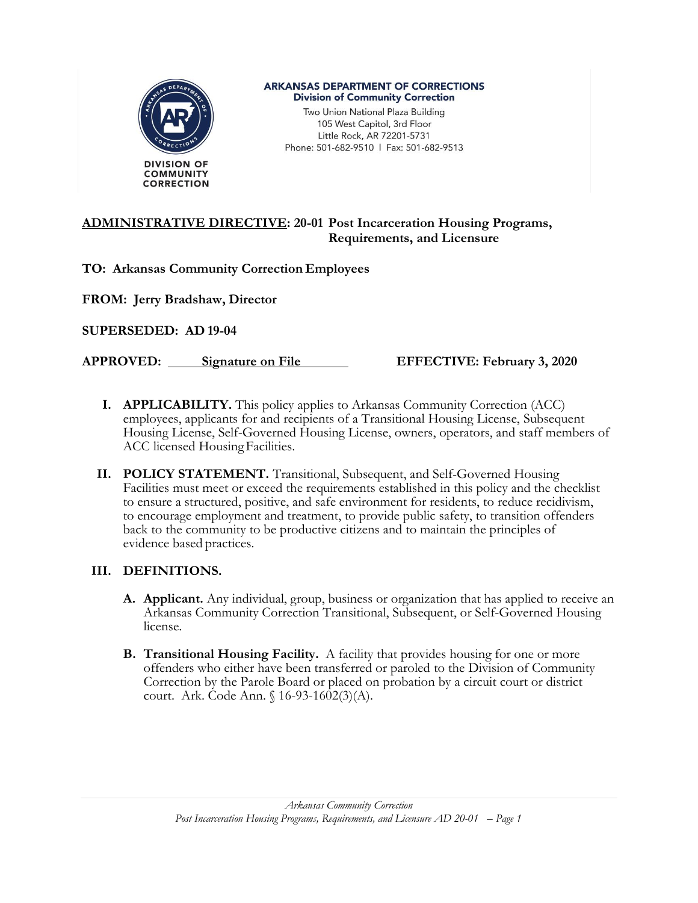**ARKANSAS DEPARTMENT OF CORRECTIONS**
**Division of Community Correction**
Two Union National Plaza Building
105 West Capitol, 3rd Floor
Little Rock, AR 72201-5731
Phone: 501-682-9510 | Fax: 501-682-9513

DIVISION OF COMMUNITY CORRECTION

**ADMINISTRATIVE DIRECTIVE: 20-01 Post Incarceration Housing Programs, Requirements, and Licensure**

**TO: Arkansas Community Correction Employees**

**FROM: Jerry Bradshaw, Director**

**SUPERSEDED: AD 19-04**

**APPROVED: Signature on File** **EFFECTIVE: February 3, 2020**

**I. APPLICABILITY.** This policy applies to Arkansas Community Correction (ACC) employees, applicants for and recipients of a Transitional Housing License, Subsequent Housing License, Self-Governed Housing License, owners, operators, and staff members of ACC licensed Housing Facilities.

**II. POLICY STATEMENT.** Transitional, Subsequent, and Self-Governed Housing Facilities must meet or exceed the requirements established in this policy and the checklist to ensure a structured, positive, and safe environment for residents, to reduce recidivism, to encourage employment and treatment, to provide public safety, to transition offenders back to the community to be productive citizens and to maintain the principles of evidence based practices.

**III. DEFINITIONS.**

**A. Applicant.** Any individual, group, business or organization that has applied to receive an Arkansas Community Correction Transitional, Subsequent, or Self-Governed Housing license.

**B. Transitional Housing Facility.** A facility that provides housing for one or more offenders who either have been transferred or paroled to the Division of Community Correction by the Parole Board or placed on probation by a circuit court or district court. Ark. Code Ann. § 16-93-1602(3)(A).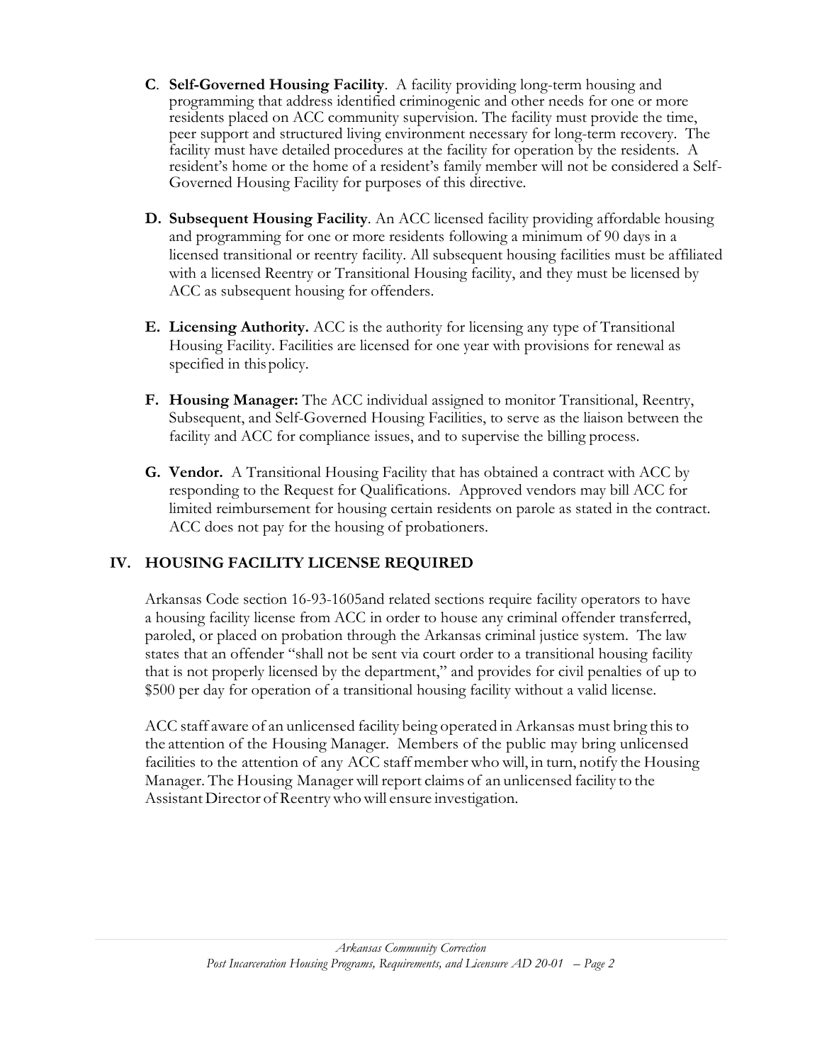**C**. **Self-Governed Housing Facility**. A facility providing long-term housing and programming that address identified criminogenic and other needs for one or more residents placed on ACC community supervision. The facility must provide the time, peer support and structured living environment necessary for long-term recovery. The facility must have detailed procedures at the facility for operation by the residents. A resident's home or the home of a resident's family member will not be considered a Self-Governed Housing Facility for purposes of this directive.

**D. Subsequent Housing Facility**. An ACC licensed facility providing affordable housing and programming for one or more residents following a minimum of 90 days in a licensed transitional or reentry facility. All subsequent housing facilities must be affiliated with a licensed Reentry or Transitional Housing facility, and they must be licensed by ACC as subsequent housing for offenders.

**E. Licensing Authority.** ACC is the authority for licensing any type of Transitional Housing Facility. Facilities are licensed for one year with provisions for renewal as specified in this policy.

**F. Housing Manager:** The ACC individual assigned to monitor Transitional, Reentry, Subsequent, and Self-Governed Housing Facilities, to serve as the liaison between the facility and ACC for compliance issues, and to supervise the billing process.

**G. Vendor.** A Transitional Housing Facility that has obtained a contract with ACC by responding to the Request for Qualifications. Approved vendors may bill ACC for limited reimbursement for housing certain residents on parole as stated in the contract. ACC does not pay for the housing of probationers.

## IV. HOUSING FACILITY LICENSE REQUIRED

Arkansas Code section 16-93-1605and related sections require facility operators to have a housing facility license from ACC in order to house any criminal offender transferred, paroled, or placed on probation through the Arkansas criminal justice system. The law states that an offender "shall not be sent via court order to a transitional housing facility that is not properly licensed by the department," and provides for civil penalties of up to $500 per day for operation of a transitional housing facility without a valid license.

ACC staff aware of an unlicensed facility being operated in Arkansas must bring this to the attention of the Housing Manager. Members of the public may bring unlicensed facilities to the attention of any ACC staff member who will, in turn, notify the Housing Manager. The Housing Manager will report claims of an unlicensed facility to the Assistant Director of Reentry who will ensure investigation.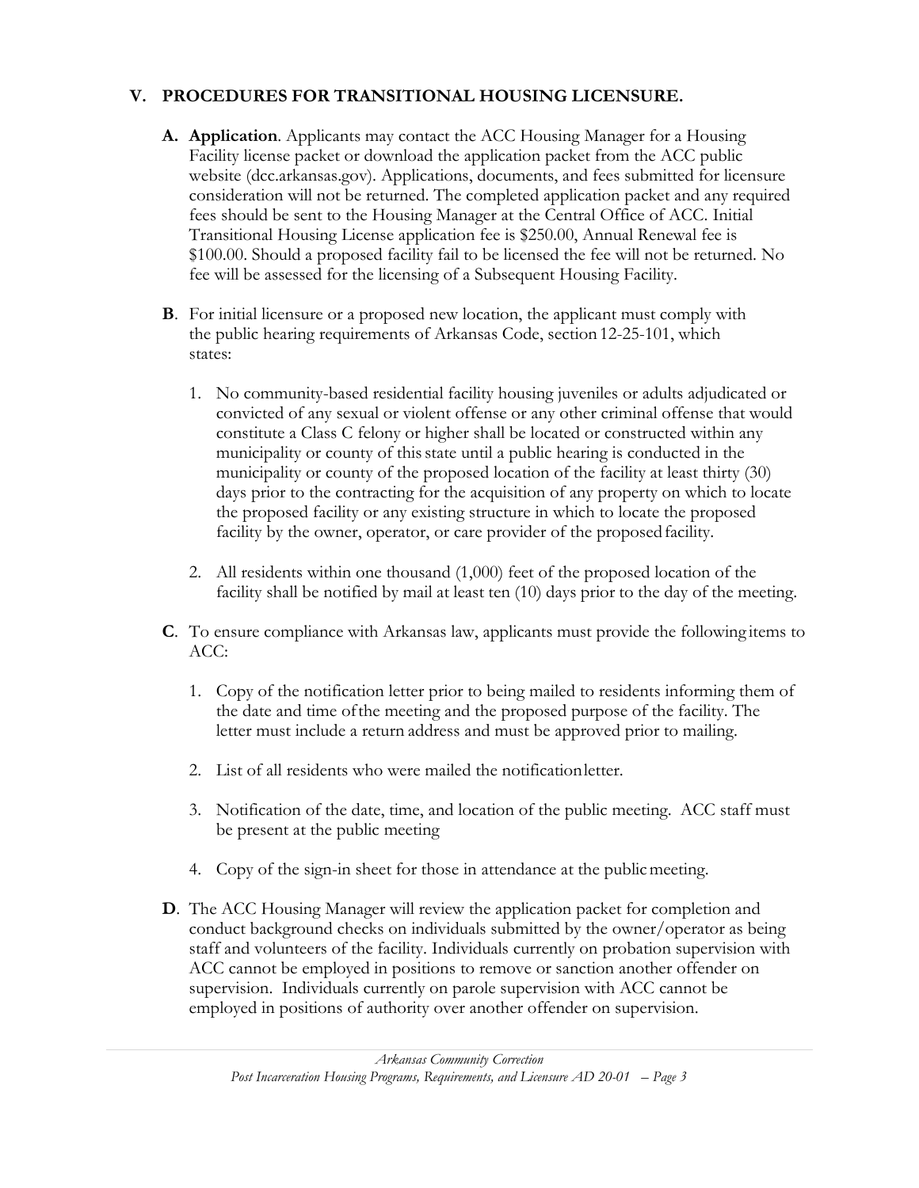## V. PROCEDURES FOR TRANSITIONAL HOUSING LICENSURE.

**A. Application**. Applicants may contact the ACC Housing Manager for a Housing Facility license packet or download the application packet from the ACC public website (dcc.arkansas.gov). Applications, documents, and fees submitted for licensure consideration will not be returned. The completed application packet and any required fees should be sent to the Housing Manager at the Central Office of ACC. Initial Transitional Housing License application fee is $250.00, Annual Renewal fee is $100.00. Should a proposed facility fail to be licensed the fee will not be returned. No fee will be assessed for the licensing of a Subsequent Housing Facility.

**B**. For initial licensure or a proposed new location, the applicant must comply with the public hearing requirements of Arkansas Code, section 12-25-101, which states:

1. No community-based residential facility housing juveniles or adults adjudicated or convicted of any sexual or violent offense or any other criminal offense that would constitute a Class C felony or higher shall be located or constructed within any municipality or county of this state until a public hearing is conducted in the municipality or county of the proposed location of the facility at least thirty (30) days prior to the contracting for the acquisition of any property on which to locate the proposed facility or any existing structure in which to locate the proposed facility by the owner, operator, or care provider of the proposed facility.

2. All residents within one thousand (1,000) feet of the proposed location of the facility shall be notified by mail at least ten (10) days prior to the day of the meeting.

**C**. To ensure compliance with Arkansas law, applicants must provide the following items to ACC:

1. Copy of the notification letter prior to being mailed to residents informing them of the date and time of the meeting and the proposed purpose of the facility. The letter must include a return address and must be approved prior to mailing.

2. List of all residents who were mailed the notification letter.

3. Notification of the date, time, and location of the public meeting. ACC staff must be present at the public meeting

4. Copy of the sign-in sheet for those in attendance at the public meeting.

**D**. The ACC Housing Manager will review the application packet for completion and conduct background checks on individuals submitted by the owner/operator as being staff and volunteers of the facility. Individuals currently on probation supervision with ACC cannot be employed in positions to remove or sanction another offender on supervision. Individuals currently on parole supervision with ACC cannot be employed in positions of authority over another offender on supervision.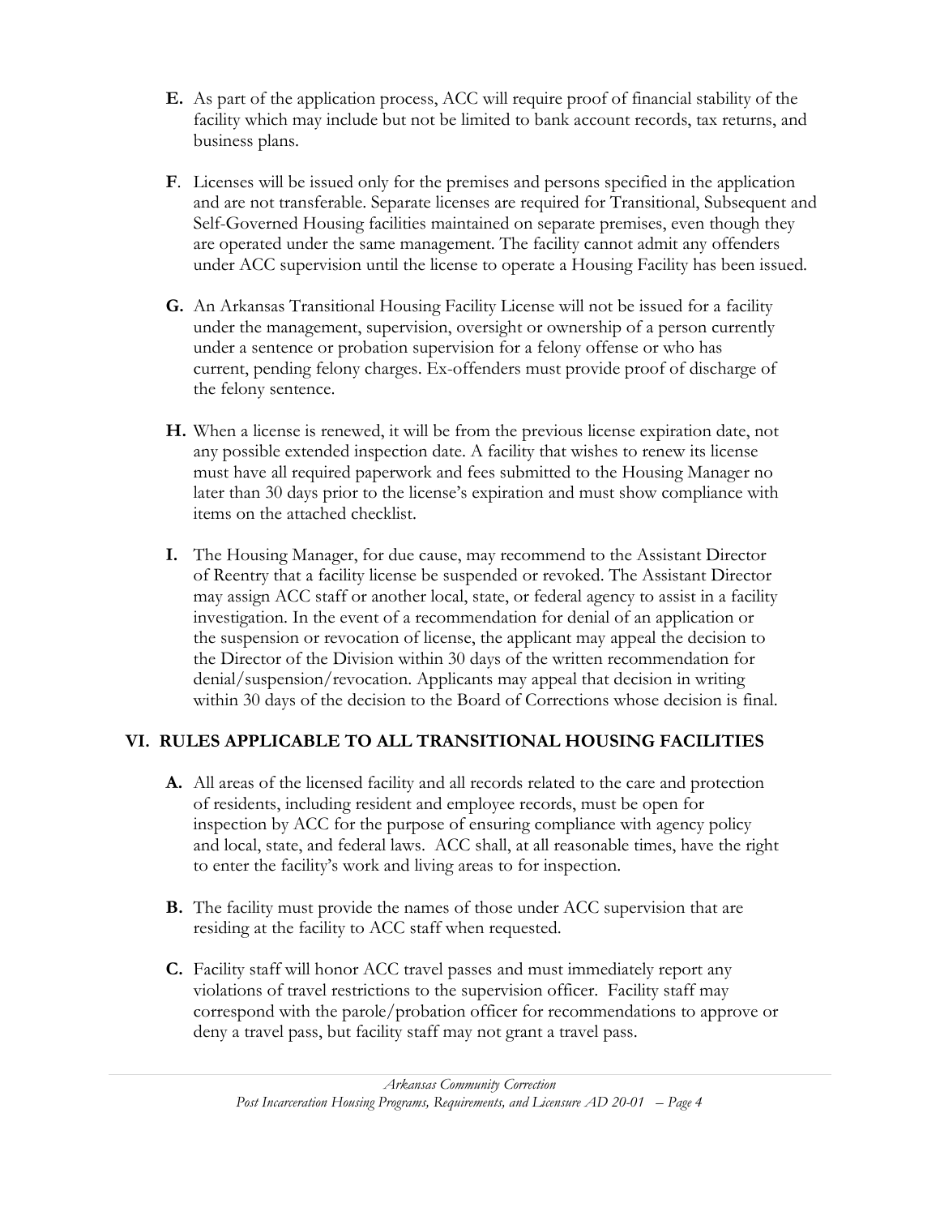**E.** As part of the application process, ACC will require proof of financial stability of the facility which may include but not be limited to bank account records, tax returns, and business plans.

**F**. Licenses will be issued only for the premises and persons specified in the application and are not transferable. Separate licenses are required for Transitional, Subsequent and Self-Governed Housing facilities maintained on separate premises, even though they are operated under the same management. The facility cannot admit any offenders under ACC supervision until the license to operate a Housing Facility has been issued.

**G.** An Arkansas Transitional Housing Facility License will not be issued for a facility under the management, supervision, oversight or ownership of a person currently under a sentence or probation supervision for a felony offense or who has current, pending felony charges. Ex-offenders must provide proof of discharge of the felony sentence.

**H.** When a license is renewed, it will be from the previous license expiration date, not any possible extended inspection date. A facility that wishes to renew its license must have all required paperwork and fees submitted to the Housing Manager no later than 30 days prior to the license's expiration and must show compliance with items on the attached checklist.

**I.** The Housing Manager, for due cause, may recommend to the Assistant Director of Reentry that a facility license be suspended or revoked. The Assistant Director may assign ACC staff or another local, state, or federal agency to assist in a facility investigation. In the event of a recommendation for denial of an application or the suspension or revocation of license, the applicant may appeal the decision to the Director of the Division within 30 days of the written recommendation for denial/suspension/revocation. Applicants may appeal that decision in writing within 30 days of the decision to the Board of Corrections whose decision is final.

## VI. RULES APPLICABLE TO ALL TRANSITIONAL HOUSING FACILITIES

**A.** All areas of the licensed facility and all records related to the care and protection of residents, including resident and employee records, must be open for inspection by ACC for the purpose of ensuring compliance with agency policy and local, state, and federal laws. ACC shall, at all reasonable times, have the right to enter the facility's work and living areas to for inspection.

**B.** The facility must provide the names of those under ACC supervision that are residing at the facility to ACC staff when requested.

**C.** Facility staff will honor ACC travel passes and must immediately report any violations of travel restrictions to the supervision officer. Facility staff may correspond with the parole/probation officer for recommendations to approve or deny a travel pass, but facility staff may not grant a travel pass.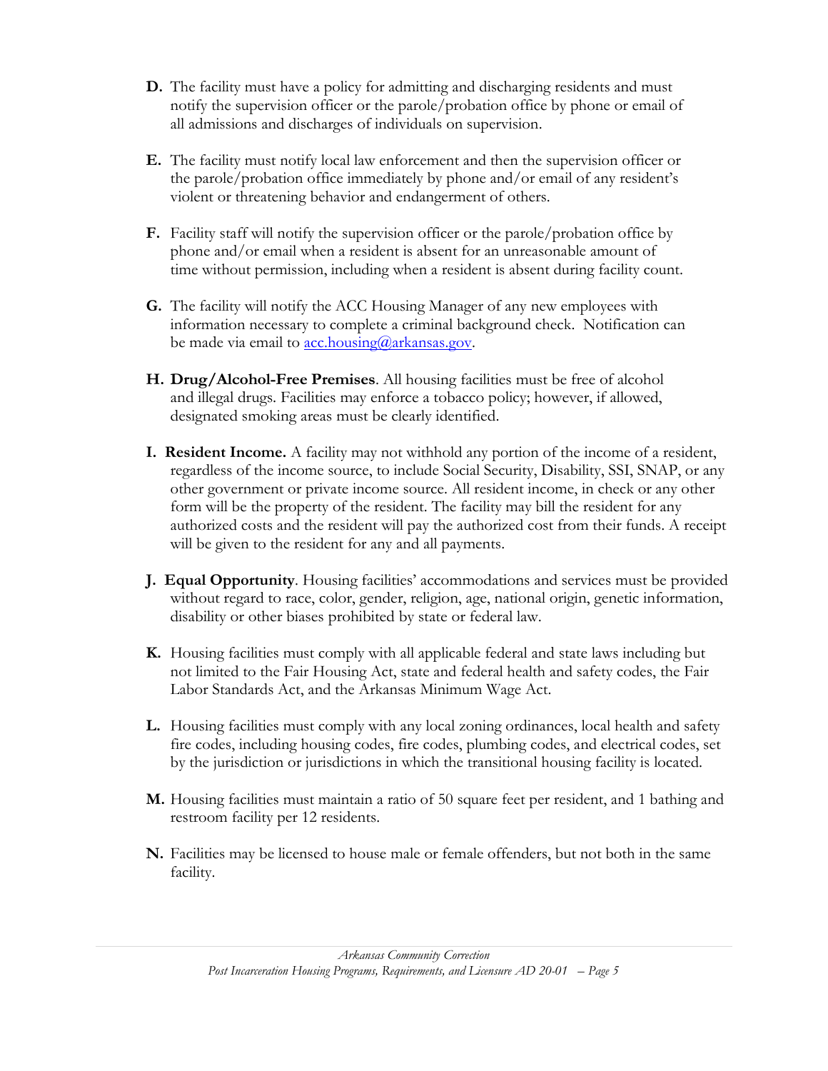**D.** The facility must have a policy for admitting and discharging residents and must notify the supervision officer or the parole/probation office by phone or email of all admissions and discharges of individuals on supervision.

**E.** The facility must notify local law enforcement and then the supervision officer or the parole/probation office immediately by phone and/or email of any resident's violent or threatening behavior and endangerment of others.

**F.** Facility staff will notify the supervision officer or the parole/probation office by phone and/or email when a resident is absent for an unreasonable amount of time without permission, including when a resident is absent during facility count.

**G.** The facility will notify the ACC Housing Manager of any new employees with information necessary to complete a criminal background check. Notification can be made via email to acc.housing@arkansas.gov.

**H. Drug/Alcohol-Free Premises**. All housing facilities must be free of alcohol and illegal drugs. Facilities may enforce a tobacco policy; however, if allowed, designated smoking areas must be clearly identified.

**I. Resident Income.** A facility may not withhold any portion of the income of a resident, regardless of the income source, to include Social Security, Disability, SSI, SNAP, or any other government or private income source. All resident income, in check or any other form will be the property of the resident. The facility may bill the resident for any authorized costs and the resident will pay the authorized cost from their funds. A receipt will be given to the resident for any and all payments.

**J. Equal Opportunity**. Housing facilities' accommodations and services must be provided without regard to race, color, gender, religion, age, national origin, genetic information, disability or other biases prohibited by state or federal law.

**K.** Housing facilities must comply with all applicable federal and state laws including but not limited to the Fair Housing Act, state and federal health and safety codes, the Fair Labor Standards Act, and the Arkansas Minimum Wage Act.

**L.** Housing facilities must comply with any local zoning ordinances, local health and safety fire codes, including housing codes, fire codes, plumbing codes, and electrical codes, set by the jurisdiction or jurisdictions in which the transitional housing facility is located.

**M.** Housing facilities must maintain a ratio of 50 square feet per resident, and 1 bathing and restroom facility per 12 residents.

**N.** Facilities may be licensed to house male or female offenders, but not both in the same facility.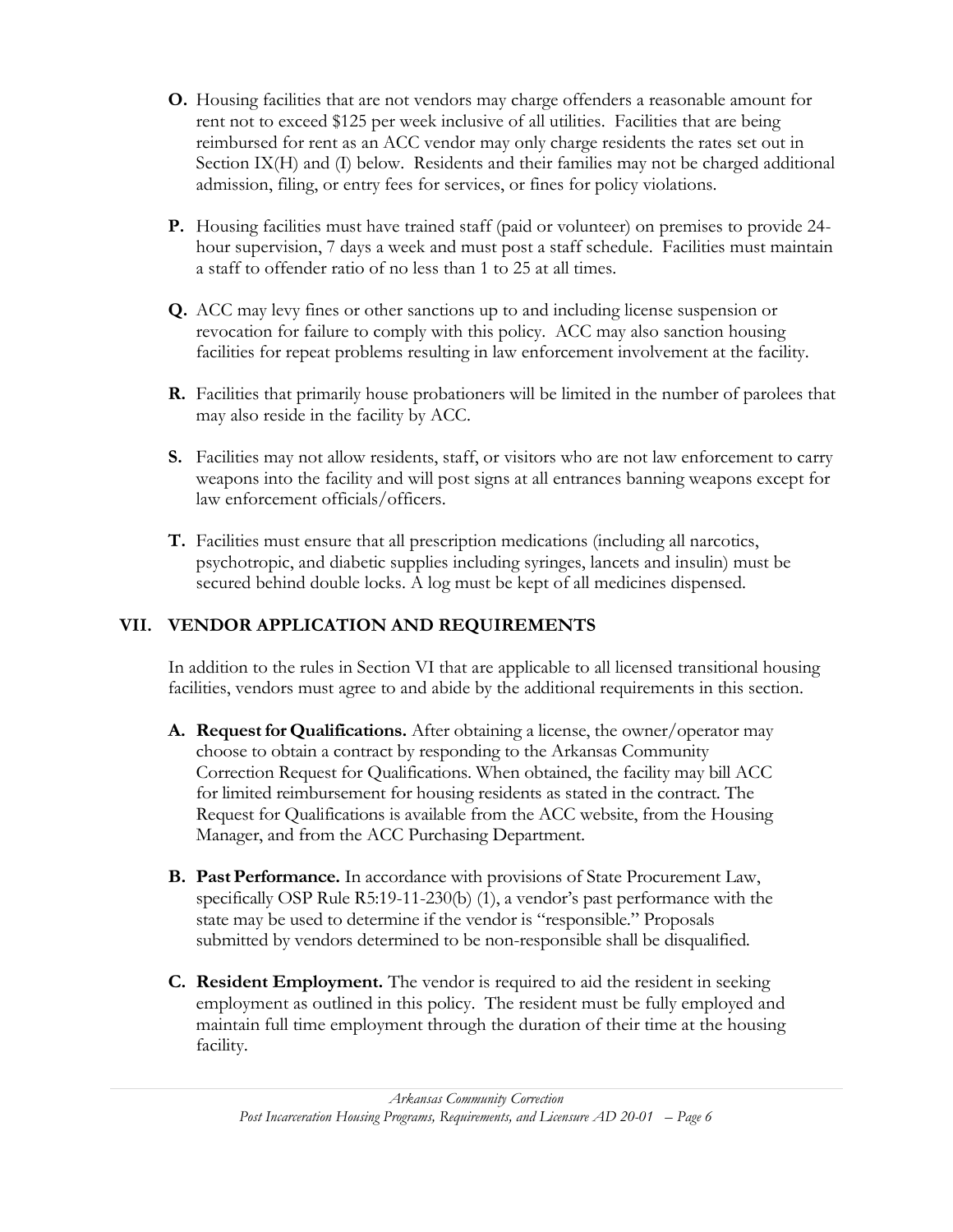**O.** Housing facilities that are not vendors may charge offenders a reasonable amount for rent not to exceed $125 per week inclusive of all utilities. Facilities that are being reimbursed for rent as an ACC vendor may only charge residents the rates set out in Section IX(H) and (I) below. Residents and their families may not be charged additional admission, filing, or entry fees for services, or fines for policy violations.

**P.** Housing facilities must have trained staff (paid or volunteer) on premises to provide 24-hour supervision, 7 days a week and must post a staff schedule. Facilities must maintain a staff to offender ratio of no less than 1 to 25 at all times.

**Q.** ACC may levy fines or other sanctions up to and including license suspension or revocation for failure to comply with this policy. ACC may also sanction housing facilities for repeat problems resulting in law enforcement involvement at the facility.

**R.** Facilities that primarily house probationers will be limited in the number of parolees that may also reside in the facility by ACC.

**S.** Facilities may not allow residents, staff, or visitors who are not law enforcement to carry weapons into the facility and will post signs at all entrances banning weapons except for law enforcement officials/officers.

**T.** Facilities must ensure that all prescription medications (including all narcotics, psychotropic, and diabetic supplies including syringes, lancets and insulin) must be secured behind double locks. A log must be kept of all medicines dispensed.

## VII. VENDOR APPLICATION AND REQUIREMENTS

In addition to the rules in Section VI that are applicable to all licensed transitional housing facilities, vendors must agree to and abide by the additional requirements in this section.

**A. Request for Qualifications.** After obtaining a license, the owner/operator may choose to obtain a contract by responding to the Arkansas Community Correction Request for Qualifications. When obtained, the facility may bill ACC for limited reimbursement for housing residents as stated in the contract. The Request for Qualifications is available from the ACC website, from the Housing Manager, and from the ACC Purchasing Department.

**B. Past Performance.** In accordance with provisions of State Procurement Law, specifically OSP Rule R5:19-11-230(b) (1), a vendor's past performance with the state may be used to determine if the vendor is "responsible." Proposals submitted by vendors determined to be non-responsible shall be disqualified.

**C. Resident Employment.** The vendor is required to aid the resident in seeking employment as outlined in this policy. The resident must be fully employed and maintain full time employment through the duration of their time at the housing facility.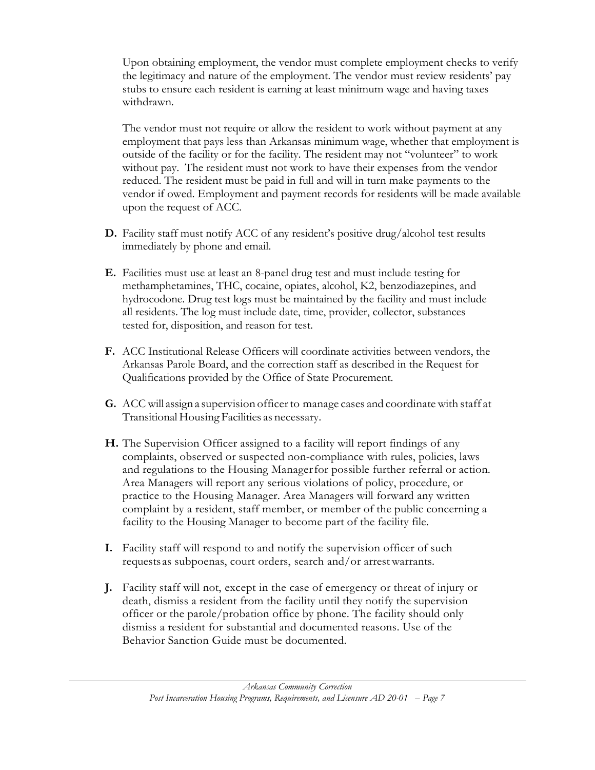Upon obtaining employment, the vendor must complete employment checks to verify the legitimacy and nature of the employment. The vendor must review residents' pay stubs to ensure each resident is earning at least minimum wage and having taxes withdrawn.

The vendor must not require or allow the resident to work without payment at any employment that pays less than Arkansas minimum wage, whether that employment is outside of the facility or for the facility. The resident may not "volunteer" to work without pay. The resident must not work to have their expenses from the vendor reduced. The resident must be paid in full and will in turn make payments to the vendor if owed. Employment and payment records for residents will be made available upon the request of ACC.

**D.** Facility staff must notify ACC of any resident's positive drug/alcohol test results immediately by phone and email.

**E.** Facilities must use at least an 8-panel drug test and must include testing for methamphetamines, THC, cocaine, opiates, alcohol, K2, benzodiazepines, and hydrocodone. Drug test logs must be maintained by the facility and must include all residents. The log must include date, time, provider, collector, substances tested for, disposition, and reason for test.

**F.** ACC Institutional Release Officers will coordinate activities between vendors, the Arkansas Parole Board, and the correction staff as described in the Request for Qualifications provided by the Office of State Procurement.

**G.** ACC will assign a supervision officer to manage cases and coordinate with staff at Transitional Housing Facilities as necessary.

**H.** The Supervision Officer assigned to a facility will report findings of any complaints, observed or suspected non-compliance with rules, policies, laws and regulations to the Housing Manager for possible further referral or action. Area Managers will report any serious violations of policy, procedure, or practice to the Housing Manager. Area Managers will forward any written complaint by a resident, staff member, or member of the public concerning a facility to the Housing Manager to become part of the facility file.

**I.** Facility staff will respond to and notify the supervision officer of such requests as subpoenas, court orders, search and/or arrest warrants.

**J.** Facility staff will not, except in the case of emergency or threat of injury or death, dismiss a resident from the facility until they notify the supervision officer or the parole/probation office by phone. The facility should only dismiss a resident for substantial and documented reasons. Use of the Behavior Sanction Guide must be documented.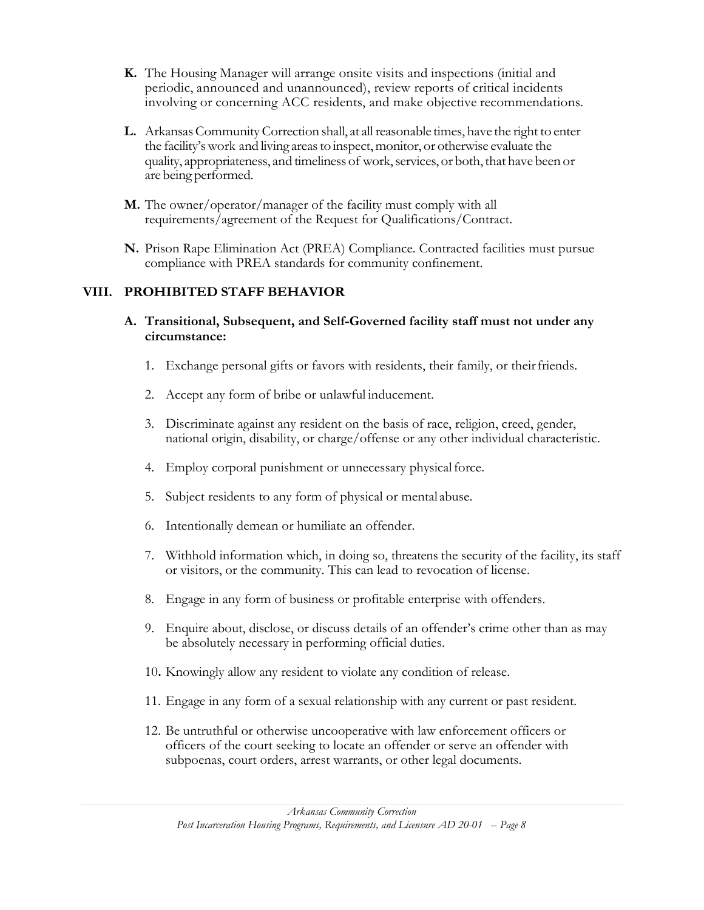**K.** The Housing Manager will arrange onsite visits and inspections (initial and periodic, announced and unannounced), review reports of critical incidents involving or concerning ACC residents, and make objective recommendations.

**L.** Arkansas Community Correction shall, at all reasonable times, have the right to enter the facility's work and living areas to inspect, monitor, or otherwise evaluate the quality, appropriateness, and timeliness of work, services, or both, that have been or are being performed.

**M.** The owner/operator/manager of the facility must comply with all requirements/agreement of the Request for Qualifications/Contract.

**N.** Prison Rape Elimination Act (PREA) Compliance. Contracted facilities must pursue compliance with PREA standards for community confinement.

## VIII. PROHIBITED STAFF BEHAVIOR

### A. Transitional, Subsequent, and Self-Governed facility staff must not under any circumstance:

1. Exchange personal gifts or favors with residents, their family, or their friends.

2. Accept any form of bribe or unlawful inducement.

3. Discriminate against any resident on the basis of race, religion, creed, gender, national origin, disability, or charge/offense or any other individual characteristic.

4. Employ corporal punishment or unnecessary physical force.

5. Subject residents to any form of physical or mental abuse.

6. Intentionally demean or humiliate an offender.

7. Withhold information which, in doing so, threatens the security of the facility, its staff or visitors, or the community. This can lead to revocation of license.

8. Engage in any form of business or profitable enterprise with offenders.

9. Enquire about, disclose, or discuss details of an offender's crime other than as may be absolutely necessary in performing official duties.

10. Knowingly allow any resident to violate any condition of release.

11. Engage in any form of a sexual relationship with any current or past resident.

12. Be untruthful or otherwise uncooperative with law enforcement officers or officers of the court seeking to locate an offender or serve an offender with subpoenas, court orders, arrest warrants, or other legal documents.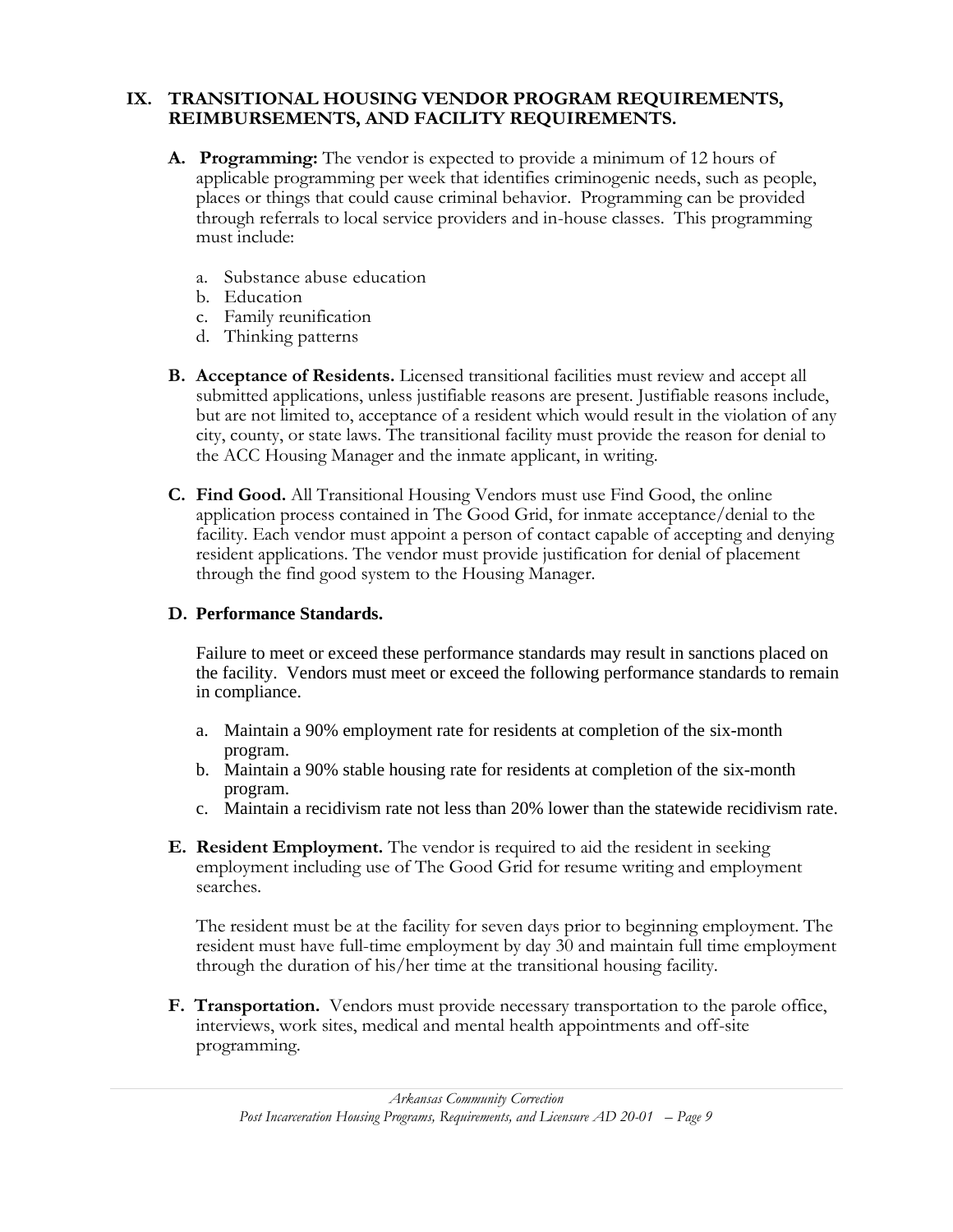## IX. TRANSITIONAL HOUSING VENDOR PROGRAM REQUIREMENTS, REIMBURSEMENTS, AND FACILITY REQUIREMENTS.

**A. Programming:** The vendor is expected to provide a minimum of 12 hours of applicable programming per week that identifies criminogenic needs, such as people, places or things that could cause criminal behavior. Programming can be provided through referrals to local service providers and in-house classes. This programming must include:

a. Substance abuse education
b. Education
c. Family reunification
d. Thinking patterns

**B. Acceptance of Residents.** Licensed transitional facilities must review and accept all submitted applications, unless justifiable reasons are present. Justifiable reasons include, but are not limited to, acceptance of a resident which would result in the violation of any city, county, or state laws. The transitional facility must provide the reason for denial to the ACC Housing Manager and the inmate applicant, in writing.

**C. Find Good.** All Transitional Housing Vendors must use Find Good, the online application process contained in The Good Grid, for inmate acceptance/denial to the facility. Each vendor must appoint a person of contact capable of accepting and denying resident applications. The vendor must provide justification for denial of placement through the find good system to the Housing Manager.

**D. Performance Standards.**

Failure to meet or exceed these performance standards may result in sanctions placed on the facility. Vendors must meet or exceed the following performance standards to remain in compliance.

a. Maintain a 90% employment rate for residents at completion of the six-month program.
b. Maintain a 90% stable housing rate for residents at completion of the six-month program.
c. Maintain a recidivism rate not less than 20% lower than the statewide recidivism rate.

**E. Resident Employment.** The vendor is required to aid the resident in seeking employment including use of The Good Grid for resume writing and employment searches.

The resident must be at the facility for seven days prior to beginning employment. The resident must have full-time employment by day 30 and maintain full time employment through the duration of his/her time at the transitional housing facility.

**F. Transportation.** Vendors must provide necessary transportation to the parole office, interviews, work sites, medical and mental health appointments and off-site programming.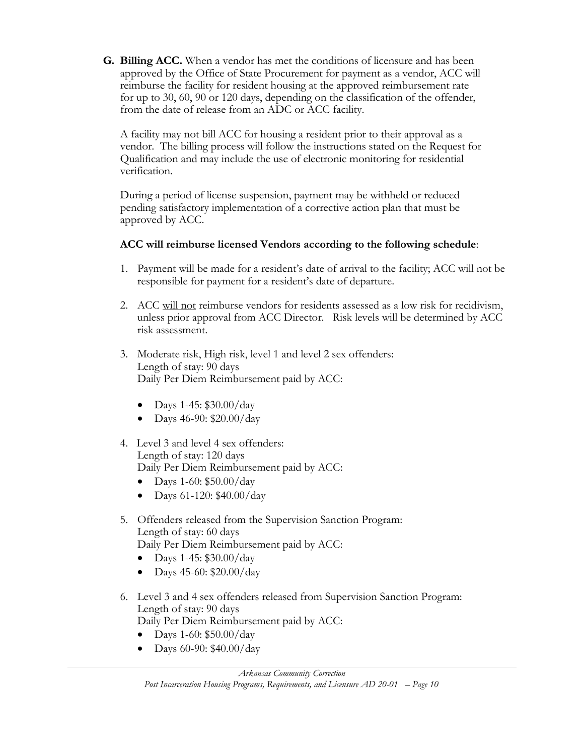**G. Billing ACC.** When a vendor has met the conditions of licensure and has been approved by the Office of State Procurement for payment as a vendor, ACC will reimburse the facility for resident housing at the approved reimbursement rate for up to 30, 60, 90 or 120 days, depending on the classification of the offender, from the date of release from an ADC or ACC facility.

A facility may not bill ACC for housing a resident prior to their approval as a vendor. The billing process will follow the instructions stated on the Request for Qualification and may include the use of electronic monitoring for residential verification.

During a period of license suspension, payment may be withheld or reduced pending satisfactory implementation of a corrective action plan that must be approved by ACC.

**ACC will reimburse licensed Vendors according to the following schedule**:

1. Payment will be made for a resident's date of arrival to the facility; ACC will not be responsible for payment for a resident's date of departure.

2. ACC <u>will not</u> reimburse vendors for residents assessed as a low risk for recidivism, unless prior approval from ACC Director. Risk levels will be determined by ACC risk assessment.

3. Moderate risk, High risk, level 1 and level 2 sex offenders:
   Length of stay: 90 days
   Daily Per Diem Reimbursement paid by ACC:

   - Days 1-45: $30.00/day
   - Days 46-90: $20.00/day

4. Level 3 and level 4 sex offenders:
   Length of stay: 120 days
   Daily Per Diem Reimbursement paid by ACC:
   - Days 1-60: $50.00/day
   - Days 61-120: $40.00/day

5. Offenders released from the Supervision Sanction Program:
   Length of stay: 60 days
   Daily Per Diem Reimbursement paid by ACC:
   - Days 1-45: $30.00/day
   - Days 45-60: $20.00/day

6. Level 3 and 4 sex offenders released from Supervision Sanction Program:
   Length of stay: 90 days
   Daily Per Diem Reimbursement paid by ACC:
   - Days 1-60: $50.00/day
   - Days 60-90: $40.00/day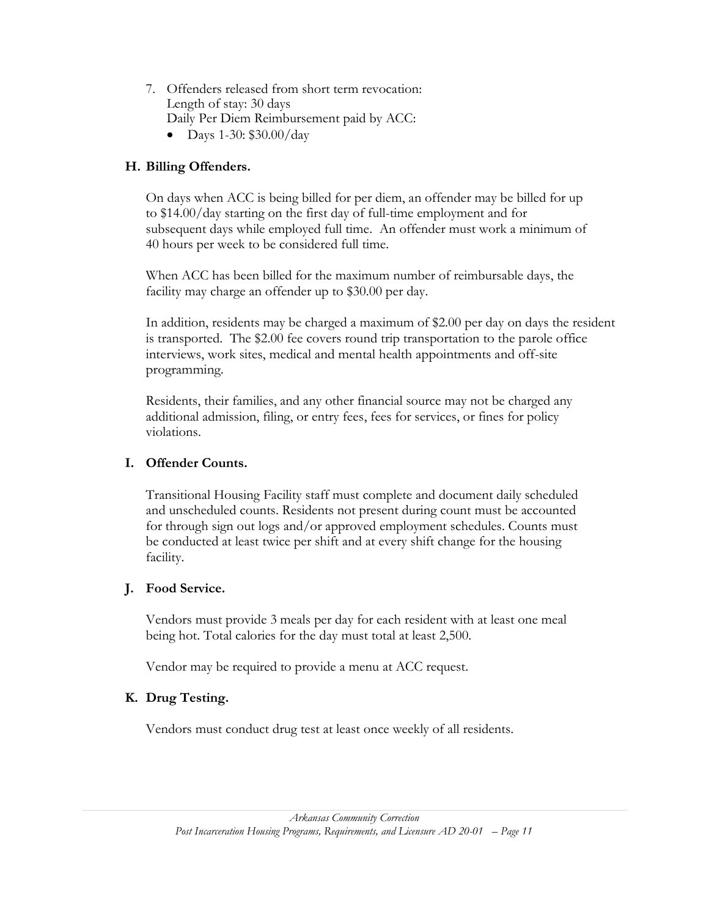7. Offenders released from short term revocation:
   Length of stay: 30 days
   Daily Per Diem Reimbursement paid by ACC:
   - Days 1-30: $30.00/day

### H. Billing Offenders.

On days when ACC is being billed for per diem, an offender may be billed for up to $14.00/day starting on the first day of full-time employment and for subsequent days while employed full time. An offender must work a minimum of 40 hours per week to be considered full time.

When ACC has been billed for the maximum number of reimbursable days, the facility may charge an offender up to $30.00 per day.

In addition, residents may be charged a maximum of $2.00 per day on days the resident is transported. The $2.00 fee covers round trip transportation to the parole office interviews, work sites, medical and mental health appointments and off-site programming.

Residents, their families, and any other financial source may not be charged any additional admission, filing, or entry fees, fees for services, or fines for policy violations.

### I. Offender Counts.

Transitional Housing Facility staff must complete and document daily scheduled and unscheduled counts. Residents not present during count must be accounted for through sign out logs and/or approved employment schedules. Counts must be conducted at least twice per shift and at every shift change for the housing facility.

### J. Food Service.

Vendors must provide 3 meals per day for each resident with at least one meal being hot. Total calories for the day must total at least 2,500.

Vendor may be required to provide a menu at ACC request.

### K. Drug Testing.

Vendors must conduct drug test at least once weekly of all residents.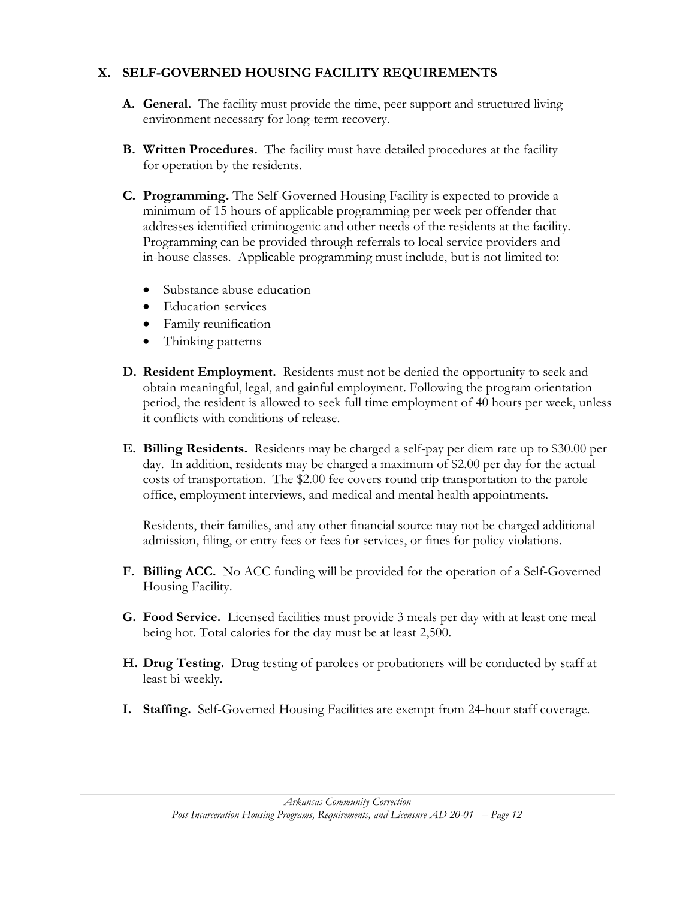## X. SELF-GOVERNED HOUSING FACILITY REQUIREMENTS

**A. General.** The facility must provide the time, peer support and structured living environment necessary for long-term recovery.

**B. Written Procedures.** The facility must have detailed procedures at the facility for operation by the residents.

**C. Programming.** The Self-Governed Housing Facility is expected to provide a minimum of 15 hours of applicable programming per week per offender that addresses identified criminogenic and other needs of the residents at the facility. Programming can be provided through referrals to local service providers and in-house classes. Applicable programming must include, but is not limited to:

- Substance abuse education
- Education services
- Family reunification
- Thinking patterns

**D. Resident Employment.** Residents must not be denied the opportunity to seek and obtain meaningful, legal, and gainful employment. Following the program orientation period, the resident is allowed to seek full time employment of 40 hours per week, unless it conflicts with conditions of release.

**E. Billing Residents.** Residents may be charged a self-pay per diem rate up to $30.00 per day. In addition, residents may be charged a maximum of $2.00 per day for the actual costs of transportation. The $2.00 fee covers round trip transportation to the parole office, employment interviews, and medical and mental health appointments.

Residents, their families, and any other financial source may not be charged additional admission, filing, or entry fees or fees for services, or fines for policy violations.

**F. Billing ACC.** No ACC funding will be provided for the operation of a Self-Governed Housing Facility.

**G. Food Service.** Licensed facilities must provide 3 meals per day with at least one meal being hot. Total calories for the day must be at least 2,500.

**H. Drug Testing.** Drug testing of parolees or probationers will be conducted by staff at least bi-weekly.

**I. Staffing.** Self-Governed Housing Facilities are exempt from 24-hour staff coverage.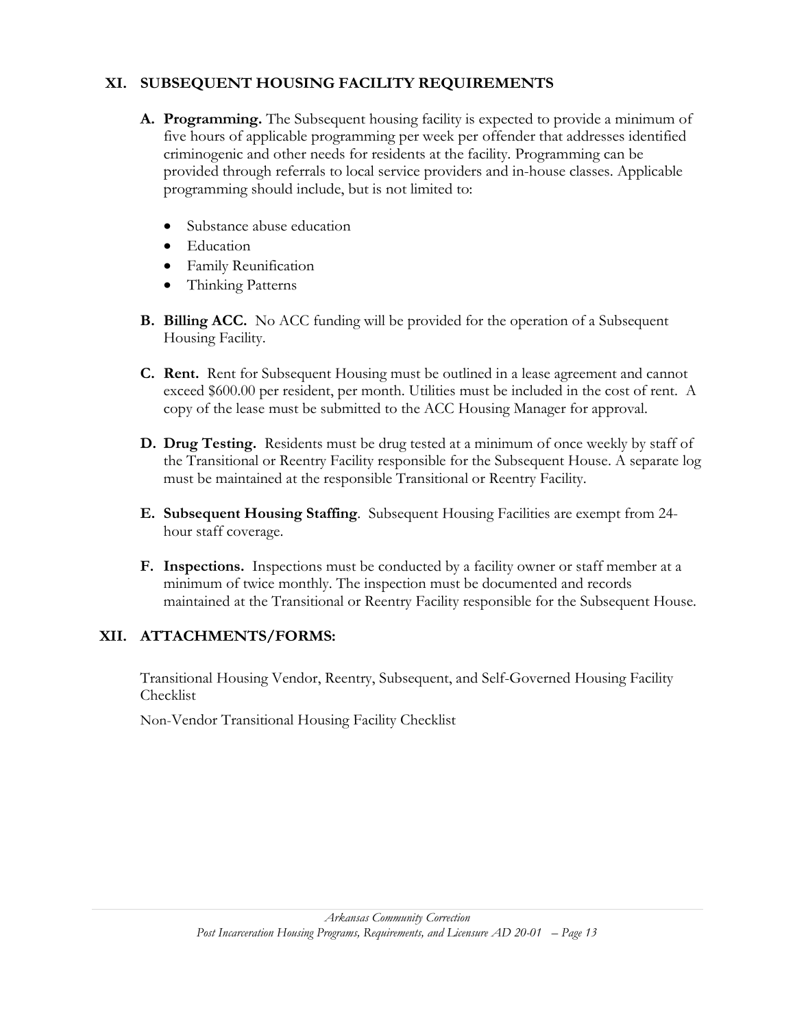## XI. SUBSEQUENT HOUSING FACILITY REQUIREMENTS

**A. Programming.** The Subsequent housing facility is expected to provide a minimum of five hours of applicable programming per week per offender that addresses identified criminogenic and other needs for residents at the facility. Programming can be provided through referrals to local service providers and in-house classes. Applicable programming should include, but is not limited to:

- Substance abuse education
- Education
- Family Reunification
- Thinking Patterns

**B. Billing ACC.** No ACC funding will be provided for the operation of a Subsequent Housing Facility.

**C. Rent.** Rent for Subsequent Housing must be outlined in a lease agreement and cannot exceed $600.00 per resident, per month. Utilities must be included in the cost of rent. A copy of the lease must be submitted to the ACC Housing Manager for approval.

**D. Drug Testing.** Residents must be drug tested at a minimum of once weekly by staff of the Transitional or Reentry Facility responsible for the Subsequent House. A separate log must be maintained at the responsible Transitional or Reentry Facility.

**E. Subsequent Housing Staffing**. Subsequent Housing Facilities are exempt from 24-hour staff coverage.

**F. Inspections.** Inspections must be conducted by a facility owner or staff member at a minimum of twice monthly. The inspection must be documented and records maintained at the Transitional or Reentry Facility responsible for the Subsequent House.

## XII. ATTACHMENTS/FORMS:

Transitional Housing Vendor, Reentry, Subsequent, and Self-Governed Housing Facility Checklist

Non-Vendor Transitional Housing Facility Checklist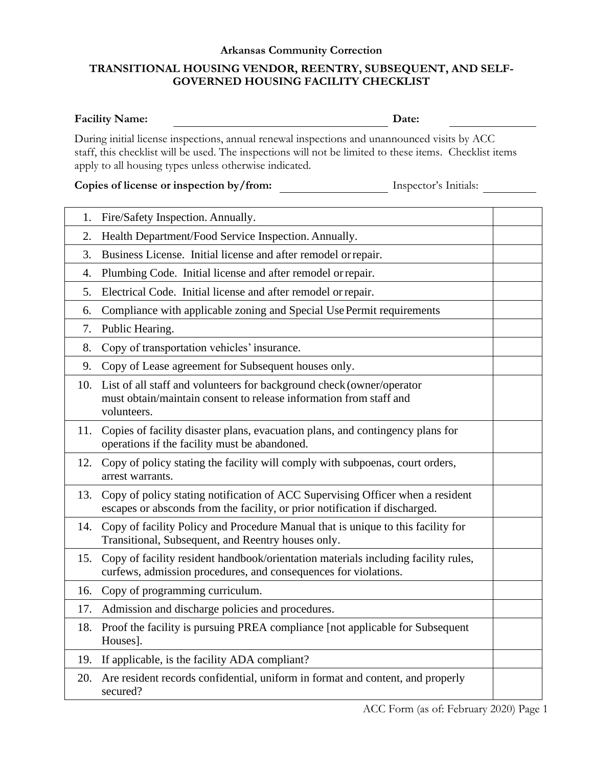**Arkansas Community Correction**

**TRANSITIONAL HOUSING VENDOR, REENTRY, SUBSEQUENT, AND SELF-GOVERNED HOUSING FACILITY CHECKLIST**

**Facility Name:** ______________________ **Date:** ____________

During initial license inspections, annual renewal inspections and unannounced visits by ACC staff, this checklist will be used. The inspections will not be limited to these items. Checklist items apply to all housing types unless otherwise indicated.

**Copies of license or inspection by/from:** ____________ Inspector's Initials: ________

| # | Item | |
|---|---|---|
| 1. | Fire/Safety Inspection. Annually. | |
| 2. | Health Department/Food Service Inspection. Annually. | |
| 3. | Business License. Initial license and after remodel or repair. | |
| 4. | Plumbing Code. Initial license and after remodel or repair. | |
| 5. | Electrical Code. Initial license and after remodel or repair. | |
| 6. | Compliance with applicable zoning and Special Use Permit requirements | |
| 7. | Public Hearing. | |
| 8. | Copy of transportation vehicles' insurance. | |
| 9. | Copy of Lease agreement for Subsequent houses only. | |
| 10. | List of all staff and volunteers for background check (owner/operator must obtain/maintain consent to release information from staff and volunteers. | |
| 11. | Copies of facility disaster plans, evacuation plans, and contingency plans for operations if the facility must be abandoned. | |
| 12. | Copy of policy stating the facility will comply with subpoenas, court orders, arrest warrants. | |
| 13. | Copy of policy stating notification of ACC Supervising Officer when a resident escapes or absconds from the facility, or prior notification if discharged. | |
| 14. | Copy of facility Policy and Procedure Manual that is unique to this facility for Transitional, Subsequent, and Reentry houses only. | |
| 15. | Copy of facility resident handbook/orientation materials including facility rules, curfews, admission procedures, and consequences for violations. | |
| 16. | Copy of programming curriculum. | |
| 17. | Admission and discharge policies and procedures. | |
| 18. | Proof the facility is pursuing PREA compliance [not applicable for Subsequent Houses]. | |
| 19. | If applicable, is the facility ADA compliant? | |
| 20. | Are resident records confidential, uniform in format and content, and properly secured? | |

ACC Form (as of: February 2020) Page 1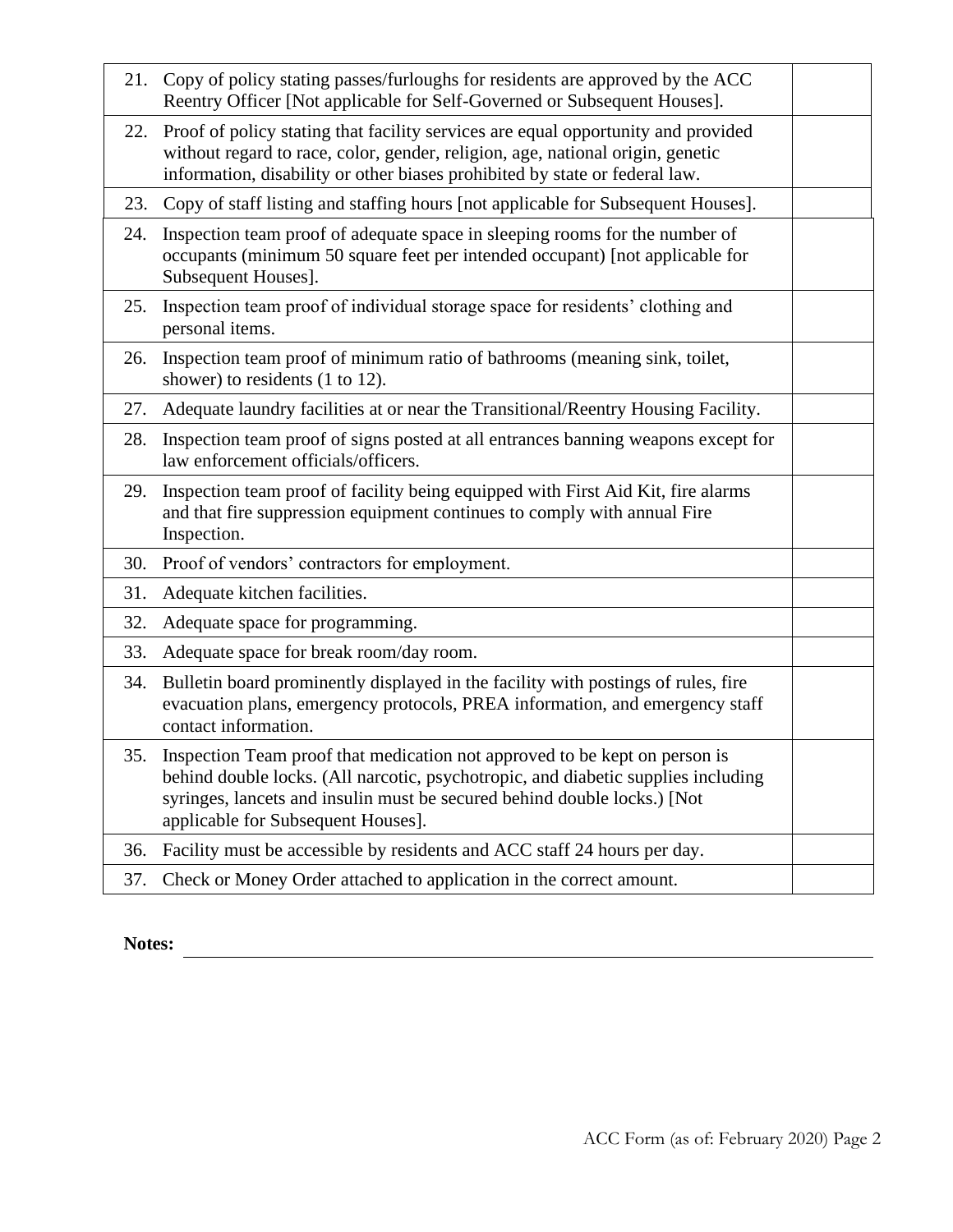| | | |
|---|---|---|
| 21. | Copy of policy stating passes/furloughs for residents are approved by the ACC Reentry Officer [Not applicable for Self-Governed or Subsequent Houses]. | |
| 22. | Proof of policy stating that facility services are equal opportunity and provided without regard to race, color, gender, religion, age, national origin, genetic information, disability or other biases prohibited by state or federal law. | |
| 23. | Copy of staff listing and staffing hours [not applicable for Subsequent Houses]. | |
| 24. | Inspection team proof of adequate space in sleeping rooms for the number of occupants (minimum 50 square feet per intended occupant) [not applicable for Subsequent Houses]. | |
| 25. | Inspection team proof of individual storage space for residents' clothing and personal items. | |
| 26. | Inspection team proof of minimum ratio of bathrooms (meaning sink, toilet, shower) to residents (1 to 12). | |
| 27. | Adequate laundry facilities at or near the Transitional/Reentry Housing Facility. | |
| 28. | Inspection team proof of signs posted at all entrances banning weapons except for law enforcement officials/officers. | |
| 29. | Inspection team proof of facility being equipped with First Aid Kit, fire alarms and that fire suppression equipment continues to comply with annual Fire Inspection. | |
| 30. | Proof of vendors' contractors for employment. | |
| 31. | Adequate kitchen facilities. | |
| 32. | Adequate space for programming. | |
| 33. | Adequate space for break room/day room. | |
| 34. | Bulletin board prominently displayed in the facility with postings of rules, fire evacuation plans, emergency protocols, PREA information, and emergency staff contact information. | |
| 35. | Inspection Team proof that medication not approved to be kept on person is behind double locks. (All narcotic, psychotropic, and diabetic supplies including syringes, lancets and insulin must be secured behind double locks.) [Not applicable for Subsequent Houses]. | |
| 36. | Facility must be accessible by residents and ACC staff 24 hours per day. | |
| 37. | Check or Money Order attached to application in the correct amount. | |

**Notes:** ____________________________________________

ACC Form (as of: February 2020)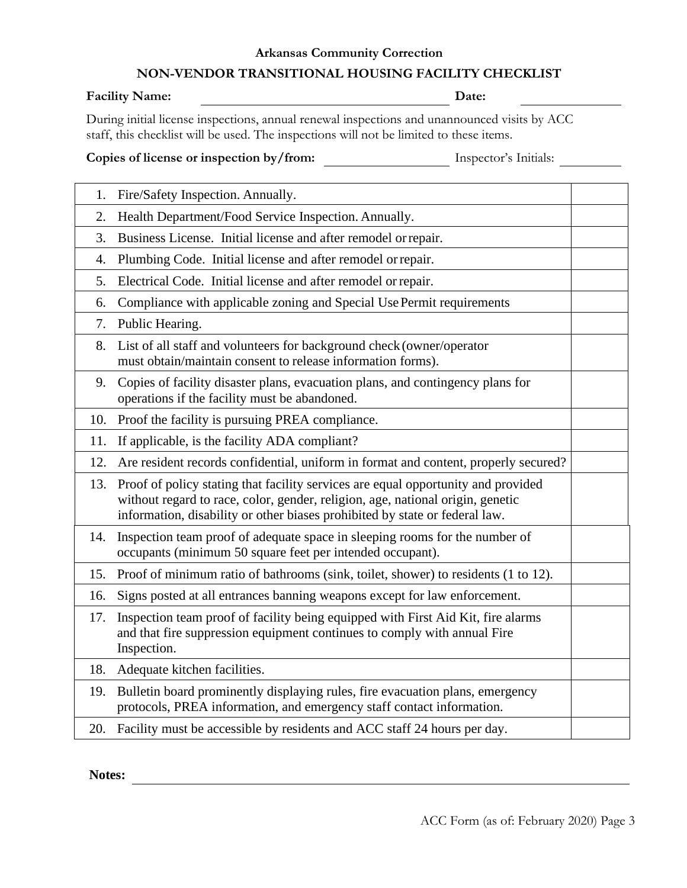**Arkansas Community Correction**

**NON-VENDOR TRANSITIONAL HOUSING FACILITY CHECKLIST**

**Facility Name:** ______________________ **Date:** ____________

During initial license inspections, annual renewal inspections and unannounced visits by ACC staff, this checklist will be used. The inspections will not be limited to these items.

**Copies of license or inspection by/from:** ______________ Inspector's Initials: ________

| | | |
|---|---|---|
| 1. | Fire/Safety Inspection. Annually. | |
| 2. | Health Department/Food Service Inspection. Annually. | |
| 3. | Business License. Initial license and after remodel or repair. | |
| 4. | Plumbing Code. Initial license and after remodel or repair. | |
| 5. | Electrical Code. Initial license and after remodel or repair. | |
| 6. | Compliance with applicable zoning and Special Use Permit requirements | |
| 7. | Public Hearing. | |
| 8. | List of all staff and volunteers for background check (owner/operator must obtain/maintain consent to release information forms). | |
| 9. | Copies of facility disaster plans, evacuation plans, and contingency plans for operations if the facility must be abandoned. | |
| 10. | Proof the facility is pursuing PREA compliance. | |
| 11. | If applicable, is the facility ADA compliant? | |
| 12. | Are resident records confidential, uniform in format and content, properly secured? | |
| 13. | Proof of policy stating that facility services are equal opportunity and provided without regard to race, color, gender, religion, age, national origin, genetic information, disability or other biases prohibited by state or federal law. | |
| 14. | Inspection team proof of adequate space in sleeping rooms for the number of occupants (minimum 50 square feet per intended occupant). | |
| 15. | Proof of minimum ratio of bathrooms (sink, toilet, shower) to residents (1 to 12). | |
| 16. | Signs posted at all entrances banning weapons except for law enforcement. | |
| 17. | Inspection team proof of facility being equipped with First Aid Kit, fire alarms and that fire suppression equipment continues to comply with annual Fire Inspection. | |
| 18. | Adequate kitchen facilities. | |
| 19. | Bulletin board prominently displaying rules, fire evacuation plans, emergency protocols, PREA information, and emergency staff contact information. | |
| 20. | Facility must be accessible by residents and ACC staff 24 hours per day. | |

**Notes:** ____________________________________________

ACC Form (as of: February 2020) Page 3